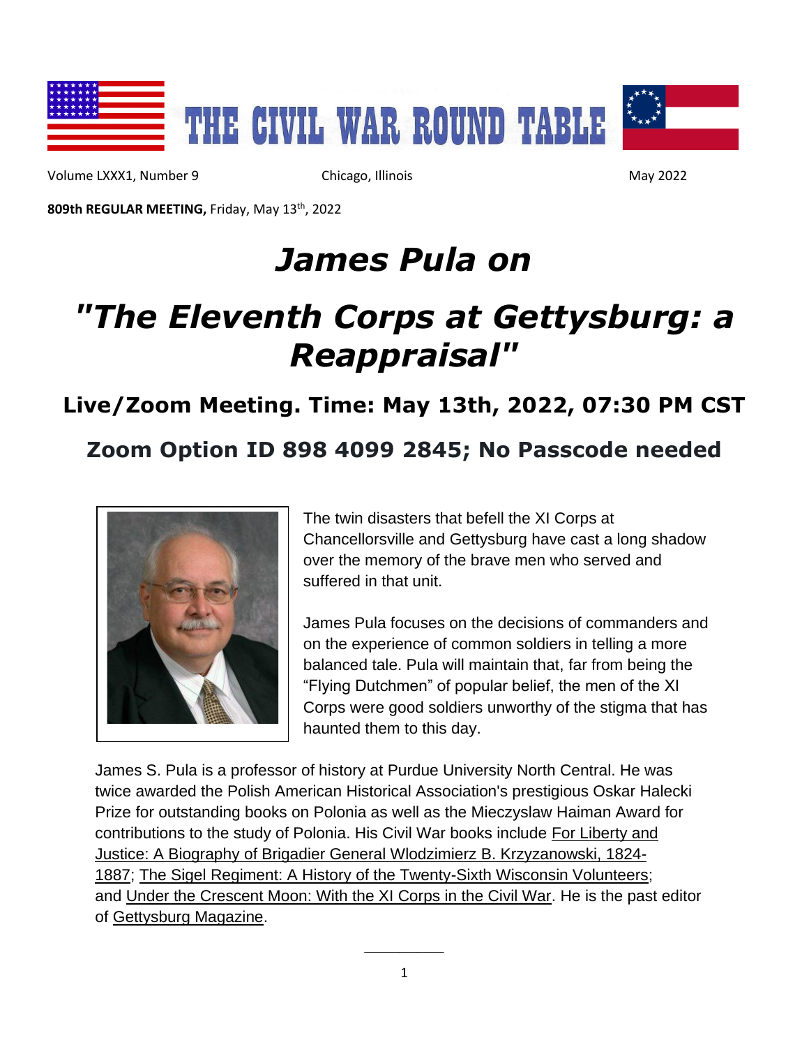# THE CIVIL WAR ROUND TABLE

Volume LXXX1, Number 9 Chicago, Illinois May 2022

**809th REGULAR MEETING,** Friday, May 13th, 2022

# *James Pula on*

# *"The Eleventh Corps at Gettysburg: a Reappraisal"*

## Live/Zoom Meeting. Time: May 13th, 2022, 07:30 PM CST

## Zoom Option ID 898 4099 2845; No Passcode needed

The twin disasters that befell the XI Corps at Chancellorsville and Gettysburg have cast a long shadow over the memory of the brave men who served and suffered in that unit.

James Pula focuses on the decisions of commanders and on the experience of common soldiers in telling a more balanced tale. Pula will maintain that, far from being the "Flying Dutchmen" of popular belief, the men of the XI Corps were good soldiers unworthy of the stigma that has haunted them to this day.

James S. Pula is a professor of history at Purdue University North Central. He was twice awarded the Polish American Historical Association's prestigious Oskar Halecki Prize for outstanding books on Polonia as well as the Mieczyslaw Haiman Award for contributions to the study of Polonia. His Civil War books include For Liberty and Justice: A Biography of Brigadier General Wlodzimierz B. Krzyzanowski, 1824-1887; The Sigel Regiment: A History of the Twenty-Sixth Wisconsin Volunteers; and Under the Crescent Moon: With the XI Corps in the Civil War. He is the past editor of Gettysburg Magazine.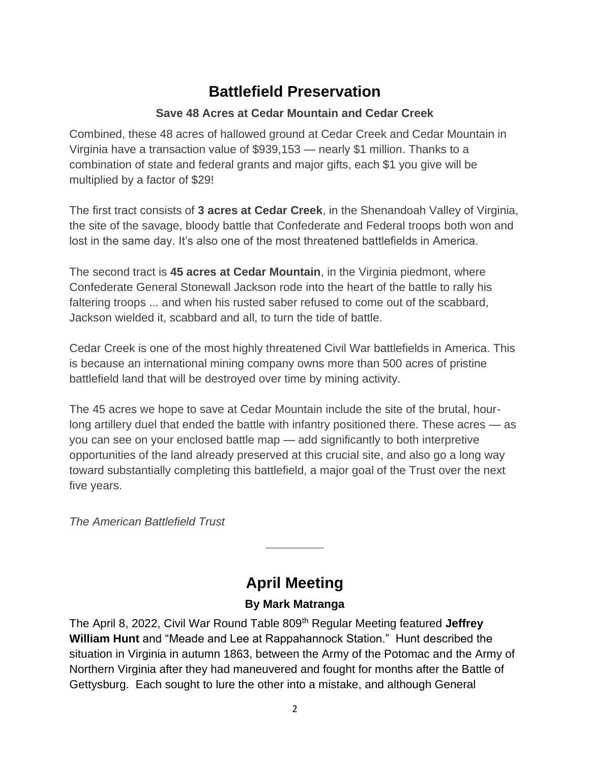## Battlefield Preservation

### Save 48 Acres at Cedar Mountain and Cedar Creek

Combined, these 48 acres of hallowed ground at Cedar Creek and Cedar Mountain in Virginia have a transaction value of $939,153 — nearly $1 million. Thanks to a combination of state and federal grants and major gifts, each $1 you give will be multiplied by a factor of $29!

The first tract consists of **3 acres at Cedar Creek**, in the Shenandoah Valley of Virginia, the site of the savage, bloody battle that Confederate and Federal troops both won and lost in the same day. It's also one of the most threatened battlefields in America.

The second tract is **45 acres at Cedar Mountain**, in the Virginia piedmont, where Confederate General Stonewall Jackson rode into the heart of the battle to rally his faltering troops ... and when his rusted saber refused to come out of the scabbard, Jackson wielded it, scabbard and all, to turn the tide of battle.

Cedar Creek is one of the most highly threatened Civil War battlefields in America. This is because an international mining company owns more than 500 acres of pristine battlefield land that will be destroyed over time by mining activity.

The 45 acres we hope to save at Cedar Mountain include the site of the brutal, hour-long artillery duel that ended the battle with infantry positioned there. These acres — as you can see on your enclosed battle map — add significantly to both interpretive opportunities of the land already preserved at this crucial site, and also go a long way toward substantially completing this battlefield, a major goal of the Trust over the next five years.

*The American Battlefield Trust*

---

## April Meeting

### By Mark Matranga

The April 8, 2022, Civil War Round Table 809th Regular Meeting featured **Jeffrey William Hunt** and "Meade and Lee at Rappahannock Station." Hunt described the situation in Virginia in autumn 1863, between the Army of the Potomac and the Army of Northern Virginia after they had maneuvered and fought for months after the Battle of Gettysburg. Each sought to lure the other into a mistake, and although General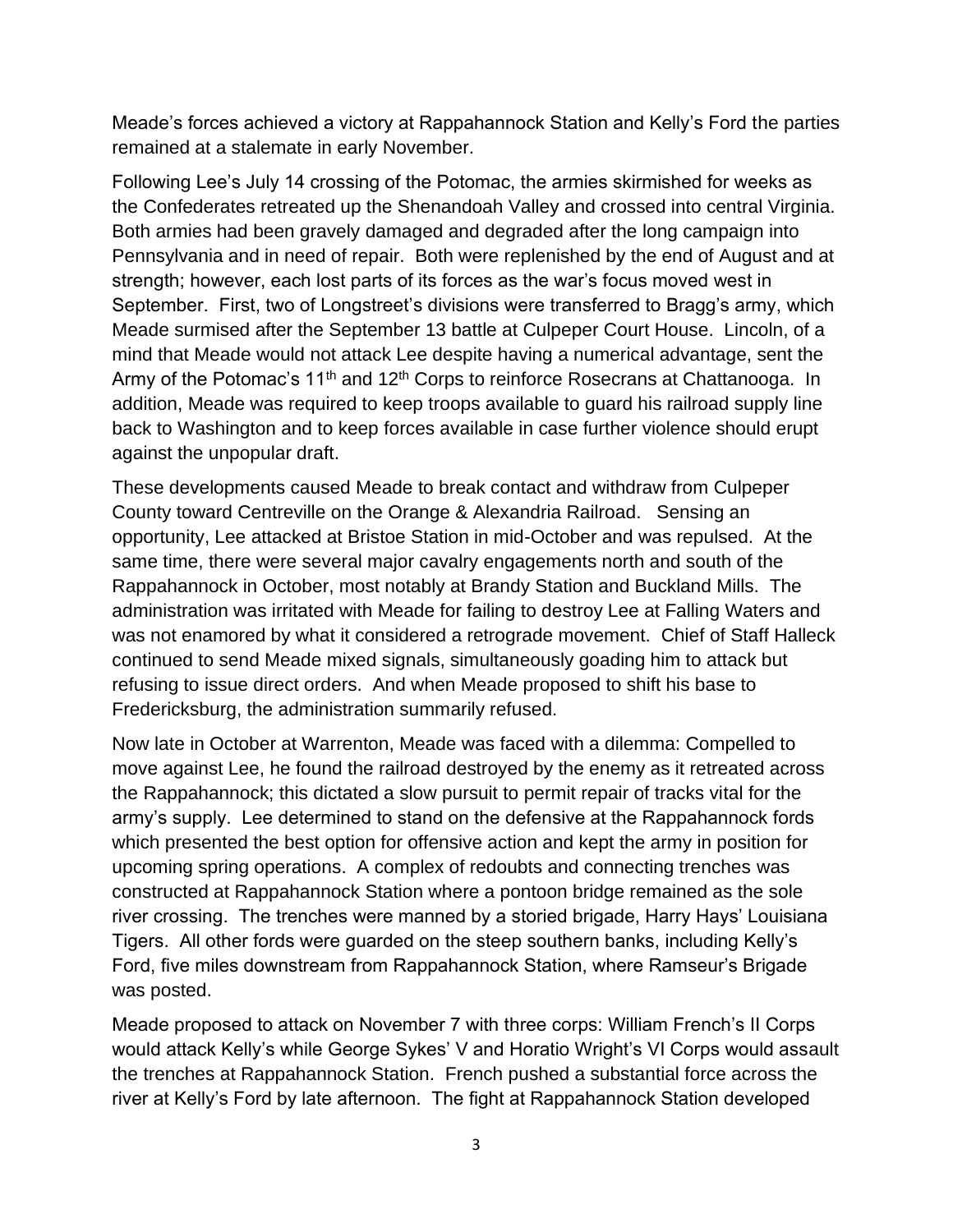Meade's forces achieved a victory at Rappahannock Station and Kelly's Ford the parties remained at a stalemate in early November.

Following Lee's July 14 crossing of the Potomac, the armies skirmished for weeks as the Confederates retreated up the Shenandoah Valley and crossed into central Virginia. Both armies had been gravely damaged and degraded after the long campaign into Pennsylvania and in need of repair. Both were replenished by the end of August and at strength; however, each lost parts of its forces as the war's focus moved west in September. First, two of Longstreet's divisions were transferred to Bragg's army, which Meade surmised after the September 13 battle at Culpeper Court House. Lincoln, of a mind that Meade would not attack Lee despite having a numerical advantage, sent the Army of the Potomac's 11th and 12th Corps to reinforce Rosecrans at Chattanooga. In addition, Meade was required to keep troops available to guard his railroad supply line back to Washington and to keep forces available in case further violence should erupt against the unpopular draft.

These developments caused Meade to break contact and withdraw from Culpeper County toward Centreville on the Orange & Alexandria Railroad. Sensing an opportunity, Lee attacked at Bristoe Station in mid-October and was repulsed. At the same time, there were several major cavalry engagements north and south of the Rappahannock in October, most notably at Brandy Station and Buckland Mills. The administration was irritated with Meade for failing to destroy Lee at Falling Waters and was not enamored by what it considered a retrograde movement. Chief of Staff Halleck continued to send Meade mixed signals, simultaneously goading him to attack but refusing to issue direct orders. And when Meade proposed to shift his base to Fredericksburg, the administration summarily refused.

Now late in October at Warrenton, Meade was faced with a dilemma: Compelled to move against Lee, he found the railroad destroyed by the enemy as it retreated across the Rappahannock; this dictated a slow pursuit to permit repair of tracks vital for the army's supply. Lee determined to stand on the defensive at the Rappahannock fords which presented the best option for offensive action and kept the army in position for upcoming spring operations. A complex of redoubts and connecting trenches was constructed at Rappahannock Station where a pontoon bridge remained as the sole river crossing. The trenches were manned by a storied brigade, Harry Hays' Louisiana Tigers. All other fords were guarded on the steep southern banks, including Kelly's Ford, five miles downstream from Rappahannock Station, where Ramseur's Brigade was posted.

Meade proposed to attack on November 7 with three corps: William French's II Corps would attack Kelly's while George Sykes' V and Horatio Wright's VI Corps would assault the trenches at Rappahannock Station. French pushed a substantial force across the river at Kelly's Ford by late afternoon. The fight at Rappahannock Station developed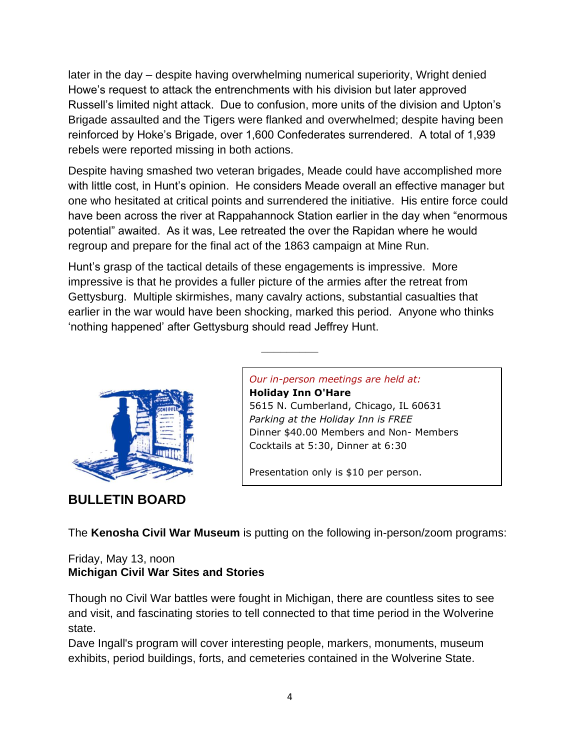later in the day – despite having overwhelming numerical superiority, Wright denied Howe's request to attack the entrenchments with his division but later approved Russell's limited night attack. Due to confusion, more units of the division and Upton's Brigade assaulted and the Tigers were flanked and overwhelmed; despite having been reinforced by Hoke's Brigade, over 1,600 Confederates surrendered. A total of 1,939 rebels were reported missing in both actions.

Despite having smashed two veteran brigades, Meade could have accomplished more with little cost, in Hunt's opinion. He considers Meade overall an effective manager but one who hesitated at critical points and surrendered the initiative. His entire force could have been across the river at Rappahannock Station earlier in the day when "enormous potential" awaited. As it was, Lee retreated the over the Rapidan where he would regroup and prepare for the final act of the 1863 campaign at Mine Run.

Hunt's grasp of the tactical details of these engagements is impressive. More impressive is that he provides a fuller picture of the armies after the retreat from Gettysburg. Multiple skirmishes, many cavalry actions, substantial casualties that earlier in the war would have been shocking, marked this period. Anyone who thinks 'nothing happened' after Gettysburg should read Jeffrey Hunt.

---

*Our in-person meetings are held at:*
**Holiday Inn O'Hare**
5615 N. Cumberland, Chicago, IL 60631
*Parking at the Holiday Inn is FREE*
Dinner $40.00 Members and Non- Members
Cocktails at 5:30, Dinner at 6:30

Presentation only is $10 per person.

## BULLETIN BOARD

The **Kenosha Civil War Museum** is putting on the following in-person/zoom programs:

Friday, May 13, noon
**Michigan Civil War Sites and Stories**

Though no Civil War battles were fought in Michigan, there are countless sites to see and visit, and fascinating stories to tell connected to that time period in the Wolverine state.
Dave Ingall's program will cover interesting people, markers, monuments, museum exhibits, period buildings, forts, and cemeteries contained in the Wolverine State.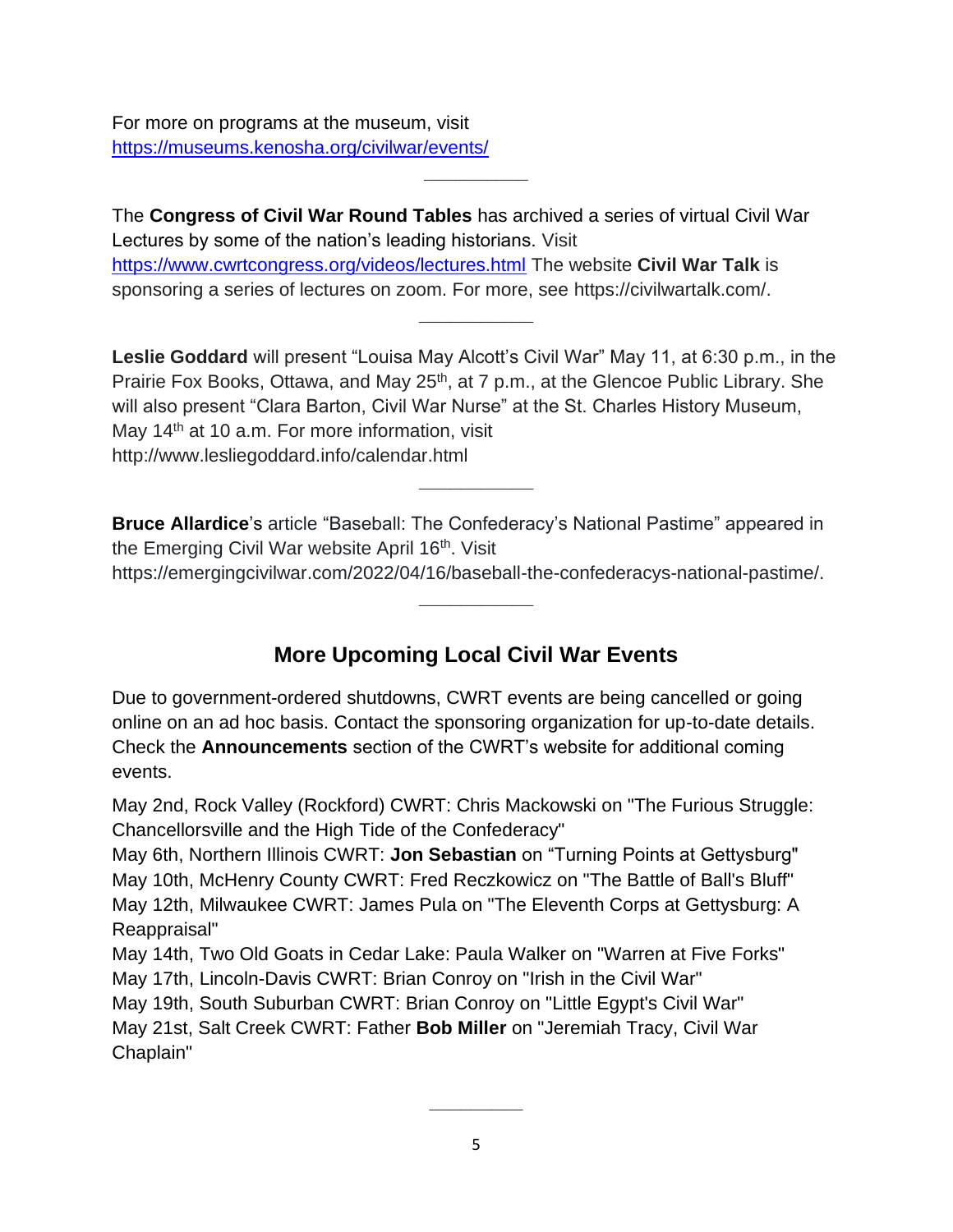For more on programs at the museum, visit
https://museums.kenosha.org/civilwar/events/

---

The **Congress of Civil War Round Tables** has archived a series of virtual Civil War Lectures by some of the nation's leading historians. Visit https://www.cwrtcongress.org/videos/lectures.html The website **Civil War Talk** is sponsoring a series of lectures on zoom. For more, see https://civilwartalk.com/.

---

**Leslie Goddard** will present "Louisa May Alcott's Civil War" May 11, at 6:30 p.m., in the Prairie Fox Books, Ottawa, and May 25th, at 7 p.m., at the Glencoe Public Library. She will also present "Clara Barton, Civil War Nurse" at the St. Charles History Museum, May 14th at 10 a.m. For more information, visit http://www.lesliegoddard.info/calendar.html

---

**Bruce Allardice**'s article "Baseball: The Confederacy's National Pastime" appeared in the Emerging Civil War website April 16th. Visit https://emergingcivilwar.com/2022/04/16/baseball-the-confederacys-national-pastime/.

---

## More Upcoming Local Civil War Events

Due to government-ordered shutdowns, CWRT events are being cancelled or going online on an ad hoc basis. Contact the sponsoring organization for up-to-date details. Check the **Announcements** section of the CWRT's website for additional coming events.

May 2nd, Rock Valley (Rockford) CWRT: Chris Mackowski on "The Furious Struggle: Chancellorsville and the High Tide of the Confederacy"
May 6th, Northern Illinois CWRT: **Jon Sebastian** on "Turning Points at Gettysburg"
May 10th, McHenry County CWRT: Fred Reczkowicz on "The Battle of Ball's Bluff"
May 12th, Milwaukee CWRT: James Pula on "The Eleventh Corps at Gettysburg: A Reappraisal"
May 14th, Two Old Goats in Cedar Lake: Paula Walker on "Warren at Five Forks"
May 17th, Lincoln-Davis CWRT: Brian Conroy on "Irish in the Civil War"
May 19th, South Suburban CWRT: Brian Conroy on "Little Egypt's Civil War"
May 21st, Salt Creek CWRT: Father **Bob Miller** on "Jeremiah Tracy, Civil War Chaplain"

---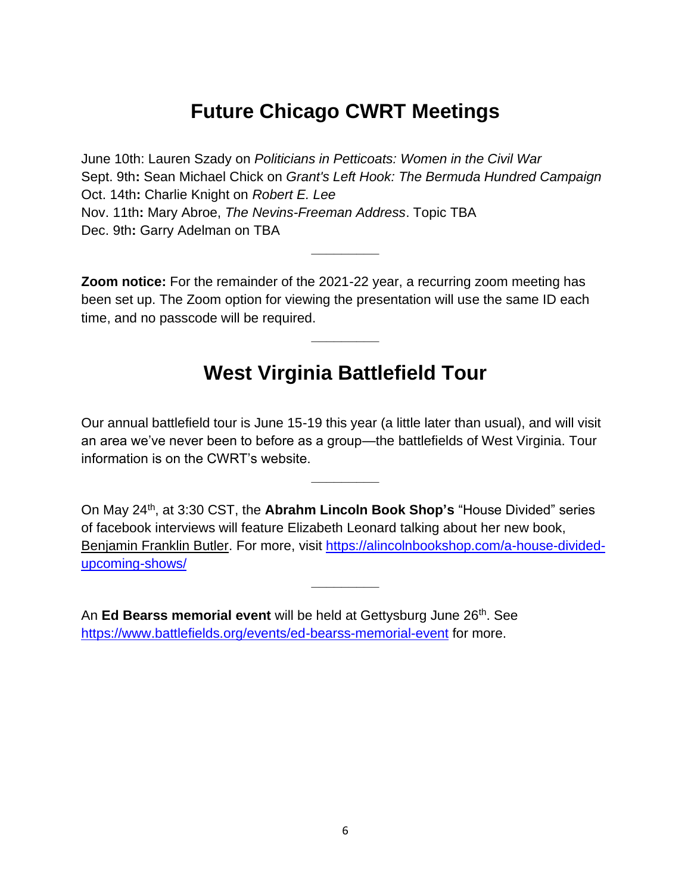# Future Chicago CWRT Meetings

June 10th: Lauren Szady on *Politicians in Petticoats: Women in the Civil War*
Sept. 9th**:** Sean Michael Chick on *Grant's Left Hook: The Bermuda Hundred Campaign*
Oct. 14th**:** Charlie Knight on *Robert E. Lee*
Nov. 11th**:** Mary Abroe, *The Nevins-Freeman Address*. Topic TBA
Dec. 9th**:** Garry Adelman on TBA

---

**Zoom notice:** For the remainder of the 2021-22 year, a recurring zoom meeting has been set up. The Zoom option for viewing the presentation will use the same ID each time, and no passcode will be required.

---

# West Virginia Battlefield Tour

Our annual battlefield tour is June 15-19 this year (a little later than usual), and will visit an area we've never been to before as a group—the battlefields of West Virginia. Tour information is on the CWRT's website.

---

On May 24th, at 3:30 CST, the **Abrahm Lincoln Book Shop's** "House Divided" series of facebook interviews will feature Elizabeth Leonard talking about her new book, Benjamin Franklin Butler. For more, visit https://alincolnbookshop.com/a-house-divided-upcoming-shows/

---

An **Ed Bearss memorial event** will be held at Gettysburg June 26th. See https://www.battlefields.org/events/ed-bearss-memorial-event for more.